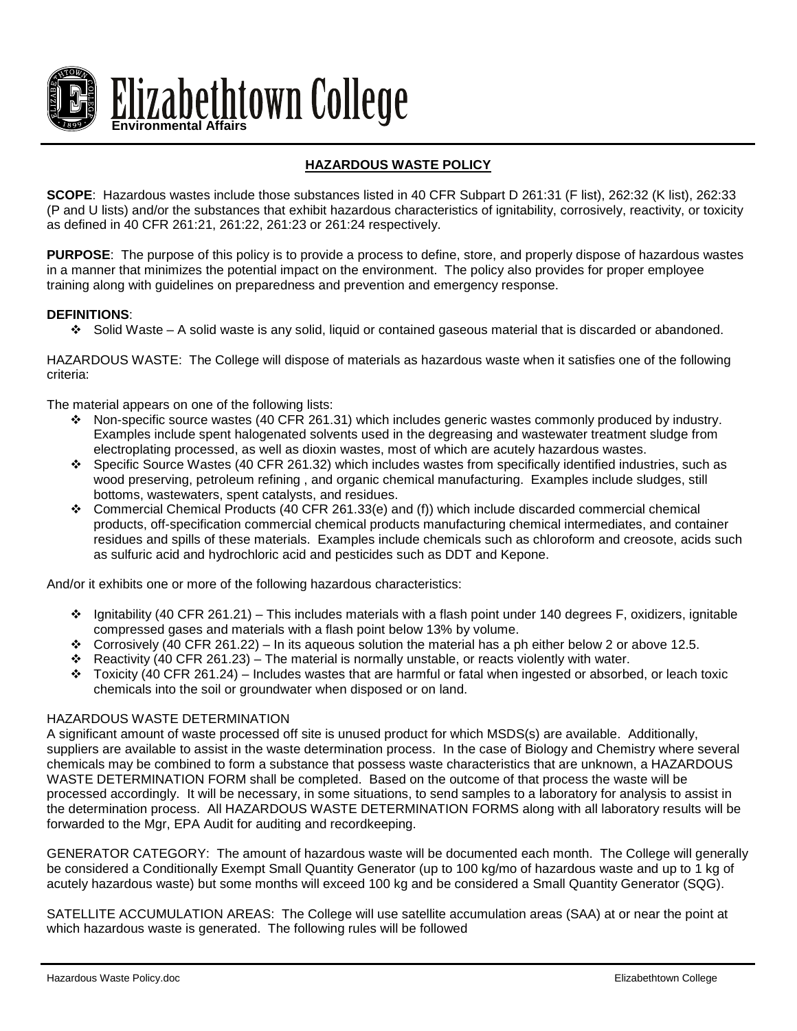Elizabethtown College
**Environmental Affairs**

## HAZARDOUS WASTE POLICY

**SCOPE**: Hazardous wastes include those substances listed in 40 CFR Subpart D 261:31 (F list), 262:32 (K list), 262:33 (P and U lists) and/or the substances that exhibit hazardous characteristics of ignitability, corrosively, reactivity, or toxicity as defined in 40 CFR 261:21, 261:22, 261:23 or 261:24 respectively.

**PURPOSE**: The purpose of this policy is to provide a process to define, store, and properly dispose of hazardous wastes in a manner that minimizes the potential impact on the environment. The policy also provides for proper employee training along with guidelines on preparedness and prevention and emergency response.

**DEFINITIONS**:

- Solid Waste – A solid waste is any solid, liquid or contained gaseous material that is discarded or abandoned.

HAZARDOUS WASTE: The College will dispose of materials as hazardous waste when it satisfies one of the following criteria:

The material appears on one of the following lists:

- Non-specific source wastes (40 CFR 261.31) which includes generic wastes commonly produced by industry. Examples include spent halogenated solvents used in the degreasing and wastewater treatment sludge from electroplating processed, as well as dioxin wastes, most of which are acutely hazardous wastes.
- Specific Source Wastes (40 CFR 261.32) which includes wastes from specifically identified industries, such as wood preserving, petroleum refining , and organic chemical manufacturing. Examples include sludges, still bottoms, wastewaters, spent catalysts, and residues.
- Commercial Chemical Products (40 CFR 261.33(e) and (f)) which include discarded commercial chemical products, off-specification commercial chemical products manufacturing chemical intermediates, and container residues and spills of these materials. Examples include chemicals such as chloroform and creosote, acids such as sulfuric acid and hydrochloric acid and pesticides such as DDT and Kepone.

And/or it exhibits one or more of the following hazardous characteristics:

- Ignitability (40 CFR 261.21) – This includes materials with a flash point under 140 degrees F, oxidizers, ignitable compressed gases and materials with a flash point below 13% by volume.
- Corrosively (40 CFR 261.22) – In its aqueous solution the material has a ph either below 2 or above 12.5.
- Reactivity (40 CFR 261.23) – The material is normally unstable, or reacts violently with water.
- Toxicity (40 CFR 261.24) – Includes wastes that are harmful or fatal when ingested or absorbed, or leach toxic chemicals into the soil or groundwater when disposed or on land.

HAZARDOUS WASTE DETERMINATION

A significant amount of waste processed off site is unused product for which MSDS(s) are available. Additionally, suppliers are available to assist in the waste determination process. In the case of Biology and Chemistry where several chemicals may be combined to form a substance that possess waste characteristics that are unknown, a HAZARDOUS WASTE DETERMINATION FORM shall be completed. Based on the outcome of that process the waste will be processed accordingly. It will be necessary, in some situations, to send samples to a laboratory for analysis to assist in the determination process. All HAZARDOUS WASTE DETERMINATION FORMS along with all laboratory results will be forwarded to the Mgr, EPA Audit for auditing and recordkeeping.

GENERATOR CATEGORY: The amount of hazardous waste will be documented each month. The College will generally be considered a Conditionally Exempt Small Quantity Generator (up to 100 kg/mo of hazardous waste and up to 1 kg of acutely hazardous waste) but some months will exceed 100 kg and be considered a Small Quantity Generator (SQG).

SATELLITE ACCUMULATION AREAS: The College will use satellite accumulation areas (SAA) at or near the point at which hazardous waste is generated. The following rules will be followed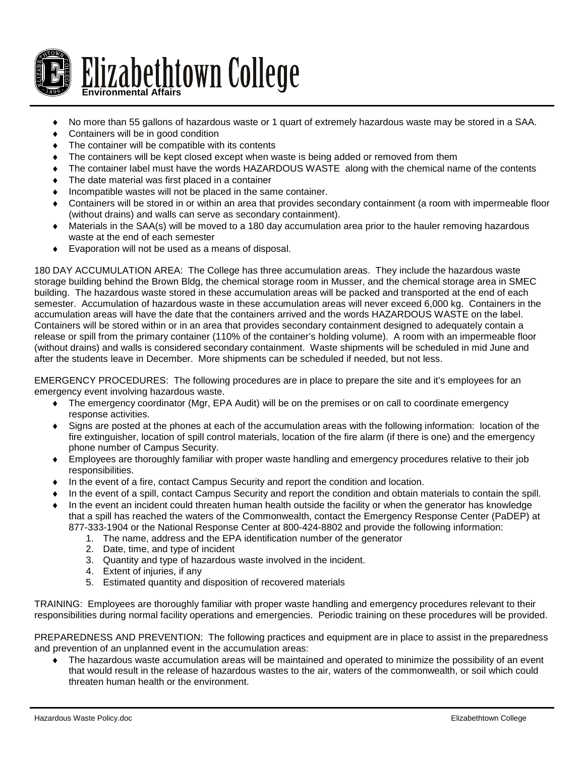- No more than 55 gallons of hazardous waste or 1 quart of extremely hazardous waste may be stored in a SAA.
- Containers will be in good condition
- The container will be compatible with its contents
- The containers will be kept closed except when waste is being added or removed from them
- The container label must have the words HAZARDOUS WASTE along with the chemical name of the contents
- The date material was first placed in a container
- Incompatible wastes will not be placed in the same container.
- Containers will be stored in or within an area that provides secondary containment (a room with impermeable floor (without drains) and walls can serve as secondary containment).
- Materials in the SAA(s) will be moved to a 180 day accumulation area prior to the hauler removing hazardous waste at the end of each semester
- Evaporation will not be used as a means of disposal.

180 DAY ACCUMULATION AREA: The College has three accumulation areas. They include the hazardous waste storage building behind the Brown Bldg, the chemical storage room in Musser, and the chemical storage area in SMEC building. The hazardous waste stored in these accumulation areas will be packed and transported at the end of each semester. Accumulation of hazardous waste in these accumulation areas will never exceed 6,000 kg. Containers in the accumulation areas will have the date that the containers arrived and the words HAZARDOUS WASTE on the label. Containers will be stored within or in an area that provides secondary containment designed to adequately contain a release or spill from the primary container (110% of the container's holding volume). A room with an impermeable floor (without drains) and walls is considered secondary containment. Waste shipments will be scheduled in mid June and after the students leave in December. More shipments can be scheduled if needed, but not less.

EMERGENCY PROCEDURES: The following procedures are in place to prepare the site and it's employees for an emergency event involving hazardous waste.

- The emergency coordinator (Mgr, EPA Audit) will be on the premises or on call to coordinate emergency response activities.
- Signs are posted at the phones at each of the accumulation areas with the following information: location of the fire extinguisher, location of spill control materials, location of the fire alarm (if there is one) and the emergency phone number of Campus Security.
- Employees are thoroughly familiar with proper waste handling and emergency procedures relative to their job responsibilities.
- In the event of a fire, contact Campus Security and report the condition and location.
- In the event of a spill, contact Campus Security and report the condition and obtain materials to contain the spill.
- In the event an incident could threaten human health outside the facility or when the generator has knowledge that a spill has reached the waters of the Commonwealth, contact the Emergency Response Center (PaDEP) at 877-333-1904 or the National Response Center at 800-424-8802 and provide the following information:
  1. The name, address and the EPA identification number of the generator
  2. Date, time, and type of incident
  3. Quantity and type of hazardous waste involved in the incident.
  4. Extent of injuries, if any
  5. Estimated quantity and disposition of recovered materials

TRAINING: Employees are thoroughly familiar with proper waste handling and emergency procedures relevant to their responsibilities during normal facility operations and emergencies. Periodic training on these procedures will be provided.

PREPAREDNESS AND PREVENTION: The following practices and equipment are in place to assist in the preparedness and prevention of an unplanned event in the accumulation areas:

- The hazardous waste accumulation areas will be maintained and operated to minimize the possibility of an event that would result in the release of hazardous wastes to the air, waters of the commonwealth, or soil which could threaten human health or the environment.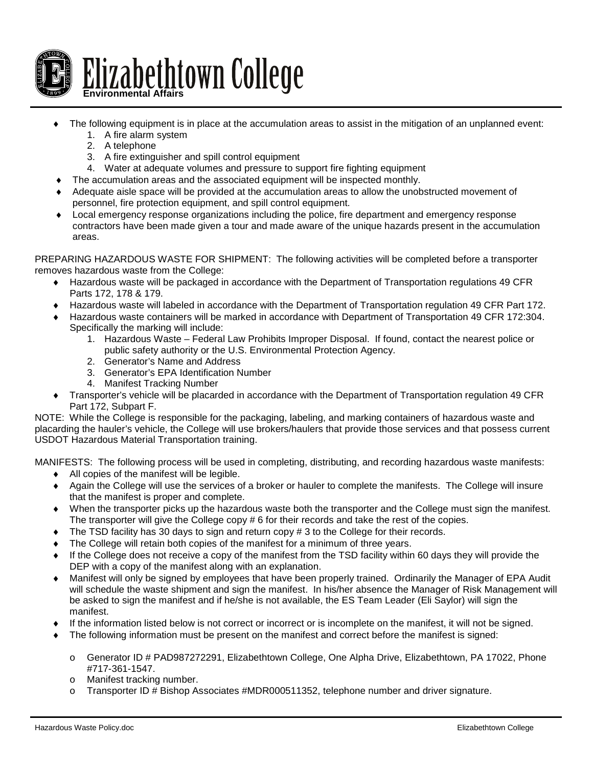- The following equipment is in place at the accumulation areas to assist in the mitigation of an unplanned event:
  1. A fire alarm system
  2. A telephone
  3. A fire extinguisher and spill control equipment
  4. Water at adequate volumes and pressure to support fire fighting equipment
- The accumulation areas and the associated equipment will be inspected monthly.
- Adequate aisle space will be provided at the accumulation areas to allow the unobstructed movement of personnel, fire protection equipment, and spill control equipment.
- Local emergency response organizations including the police, fire department and emergency response contractors have been made given a tour and made aware of the unique hazards present in the accumulation areas.

PREPARING HAZARDOUS WASTE FOR SHIPMENT: The following activities will be completed before a transporter removes hazardous waste from the College:

- Hazardous waste will be packaged in accordance with the Department of Transportation regulations 49 CFR Parts 172, 178 & 179.
- Hazardous waste will labeled in accordance with the Department of Transportation regulation 49 CFR Part 172.
- Hazardous waste containers will be marked in accordance with Department of Transportation 49 CFR 172:304. Specifically the marking will include:
  1. Hazardous Waste – Federal Law Prohibits Improper Disposal. If found, contact the nearest police or public safety authority or the U.S. Environmental Protection Agency.
  2. Generator's Name and Address
  3. Generator's EPA Identification Number
  4. Manifest Tracking Number
- Transporter's vehicle will be placarded in accordance with the Department of Transportation regulation 49 CFR Part 172, Subpart F.

NOTE: While the College is responsible for the packaging, labeling, and marking containers of hazardous waste and placarding the hauler's vehicle, the College will use brokers/haulers that provide those services and that possess current USDOT Hazardous Material Transportation training.

MANIFESTS: The following process will be used in completing, distributing, and recording hazardous waste manifests:

- All copies of the manifest will be legible.
- Again the College will use the services of a broker or hauler to complete the manifests. The College will insure that the manifest is proper and complete.
- When the transporter picks up the hazardous waste both the transporter and the College must sign the manifest. The transporter will give the College copy # 6 for their records and take the rest of the copies.
- The TSD facility has 30 days to sign and return copy # 3 to the College for their records.
- The College will retain both copies of the manifest for a minimum of three years.
- If the College does not receive a copy of the manifest from the TSD facility within 60 days they will provide the DEP with a copy of the manifest along with an explanation.
- Manifest will only be signed by employees that have been properly trained. Ordinarily the Manager of EPA Audit will schedule the waste shipment and sign the manifest. In his/her absence the Manager of Risk Management will be asked to sign the manifest and if he/she is not available, the ES Team Leader (Eli Saylor) will sign the manifest.
- If the information listed below is not correct or incorrect or is incomplete on the manifest, it will not be signed.
- The following information must be present on the manifest and correct before the manifest is signed:
  - Generator ID # PAD987272291, Elizabethtown College, One Alpha Drive, Elizabethtown, PA 17022, Phone #717-361-1547.
  - Manifest tracking number.
  - Transporter ID # Bishop Associates #MDR000511352, telephone number and driver signature.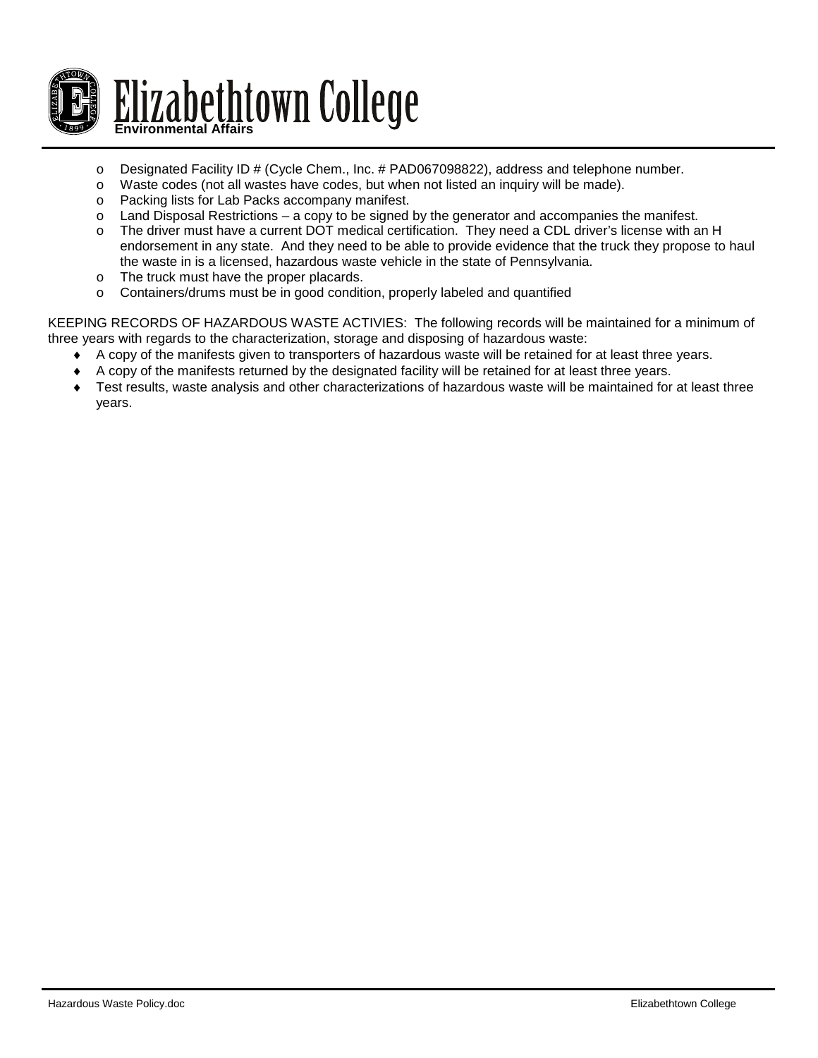- Designated Facility ID # (Cycle Chem., Inc. # PAD067098822), address and telephone number.
- Waste codes (not all wastes have codes, but when not listed an inquiry will be made).
- Packing lists for Lab Packs accompany manifest.
- Land Disposal Restrictions – a copy to be signed by the generator and accompanies the manifest.
- The driver must have a current DOT medical certification. They need a CDL driver's license with an H endorsement in any state. And they need to be able to provide evidence that the truck they propose to haul the waste in is a licensed, hazardous waste vehicle in the state of Pennsylvania.
- The truck must have the proper placards.
- Containers/drums must be in good condition, properly labeled and quantified

KEEPING RECORDS OF HAZARDOUS WASTE ACTIVIES: The following records will be maintained for a minimum of three years with regards to the characterization, storage and disposing of hazardous waste:

- A copy of the manifests given to transporters of hazardous waste will be retained for at least three years.
- A copy of the manifests returned by the designated facility will be retained for at least three years.
- Test results, waste analysis and other characterizations of hazardous waste will be maintained for at least three years.